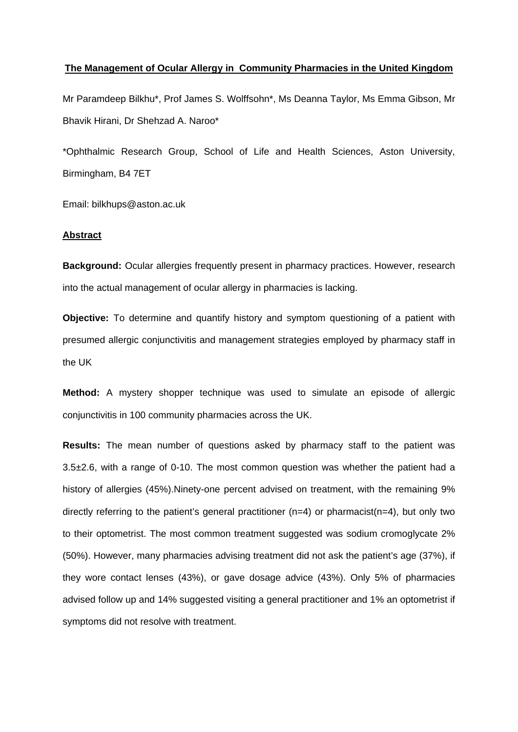# The Management of Ocular Allergy in Community Pharmacies in the United Kingdom

Mr Paramdeep Bilkhu*, Prof James S. Wolffsohn*, Ms Deanna Taylor, Ms Emma Gibson, Mr Bhavik Hirani, Dr Shehzad A. Naroo*

*Ophthalmic Research Group, School of Life and Health Sciences, Aston University, Birmingham, B4 7ET

Email: bilkhups@aston.ac.uk

## Abstract

**Background:** Ocular allergies frequently present in pharmacy practices. However, research into the actual management of ocular allergy in pharmacies is lacking.

**Objective:** To determine and quantify history and symptom questioning of a patient with presumed allergic conjunctivitis and management strategies employed by pharmacy staff in the UK

**Method:** A mystery shopper technique was used to simulate an episode of allergic conjunctivitis in 100 community pharmacies across the UK.

**Results:** The mean number of questions asked by pharmacy staff to the patient was 3.5±2.6, with a range of 0-10. The most common question was whether the patient had a history of allergies (45%).Ninety-one percent advised on treatment, with the remaining 9% directly referring to the patient's general practitioner (n=4) or pharmacist(n=4), but only two to their optometrist. The most common treatment suggested was sodium cromoglycate 2% (50%). However, many pharmacies advising treatment did not ask the patient's age (37%), if they wore contact lenses (43%), or gave dosage advice (43%). Only 5% of pharmacies advised follow up and 14% suggested visiting a general practitioner and 1% an optometrist if symptoms did not resolve with treatment.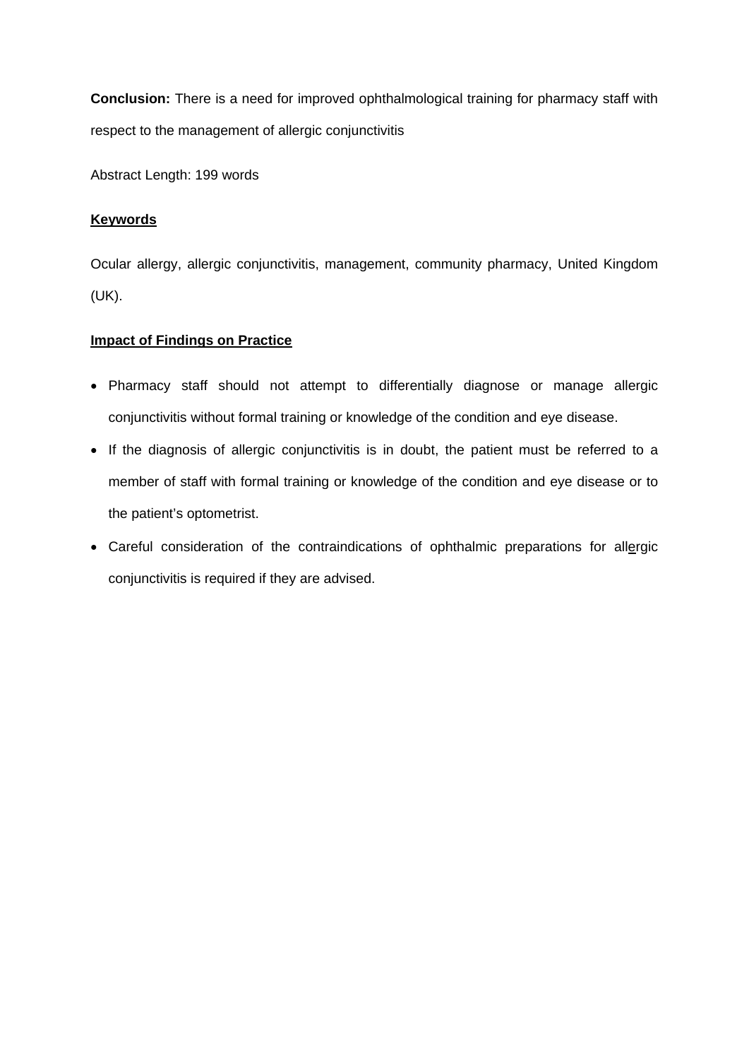**Conclusion:** There is a need for improved ophthalmological training for pharmacy staff with respect to the management of allergic conjunctivitis

Abstract Length: 199 words

## Keywords

Ocular allergy, allergic conjunctivitis, management, community pharmacy, United Kingdom (UK).

## Impact of Findings on Practice

- Pharmacy staff should not attempt to differentially diagnose or manage allergic conjunctivitis without formal training or knowledge of the condition and eye disease.
- If the diagnosis of allergic conjunctivitis is in doubt, the patient must be referred to a member of staff with formal training or knowledge of the condition and eye disease or to the patient's optometrist.
- Careful consideration of the contraindications of ophthalmic preparations for allergic conjunctivitis is required if they are advised.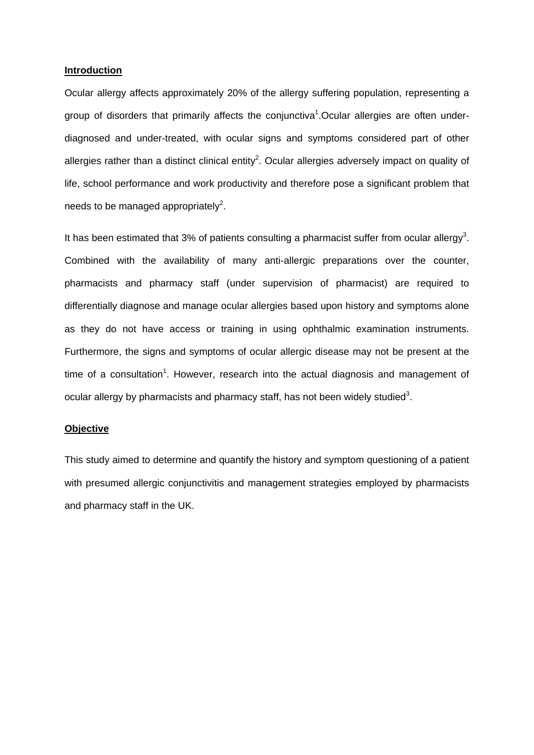## Introduction

Ocular allergy affects approximately 20% of the allergy suffering population, representing a group of disorders that primarily affects the conjunctiva[1].Ocular allergies are often under-diagnosed and under-treated, with ocular signs and symptoms considered part of other allergies rather than a distinct clinical entity[2]. Ocular allergies adversely impact on quality of life, school performance and work productivity and therefore pose a significant problem that needs to be managed appropriately[2].

It has been estimated that 3% of patients consulting a pharmacist suffer from ocular allergy[3]. Combined with the availability of many anti-allergic preparations over the counter, pharmacists and pharmacy staff (under supervision of pharmacist) are required to differentially diagnose and manage ocular allergies based upon history and symptoms alone as they do not have access or training in using ophthalmic examination instruments. Furthermore, the signs and symptoms of ocular allergic disease may not be present at the time of a consultation[1]. However, research into the actual diagnosis and management of ocular allergy by pharmacists and pharmacy staff, has not been widely studied[3].

## Objective

This study aimed to determine and quantify the history and symptom questioning of a patient with presumed allergic conjunctivitis and management strategies employed by pharmacists and pharmacy staff in the UK.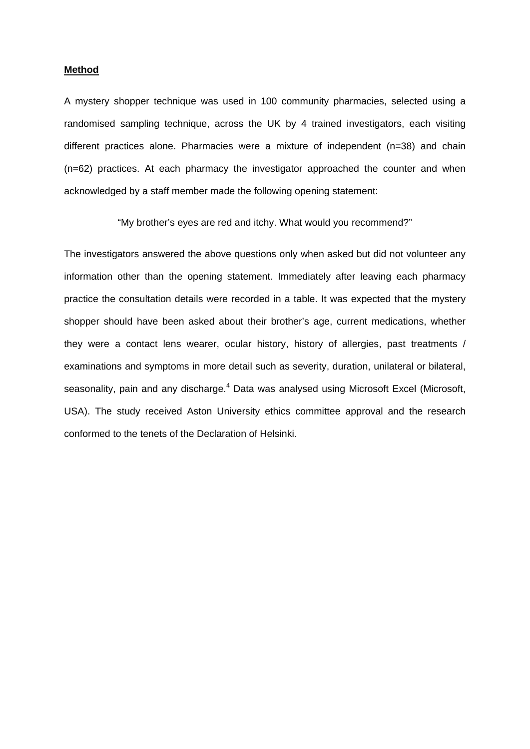## **Method**

A mystery shopper technique was used in 100 community pharmacies, selected using a randomised sampling technique, across the UK by 4 trained investigators, each visiting different practices alone. Pharmacies were a mixture of independent (n=38) and chain (n=62) practices. At each pharmacy the investigator approached the counter and when acknowledged by a staff member made the following opening statement:

> "My brother's eyes are red and itchy. What would you recommend?"

The investigators answered the above questions only when asked but did not volunteer any information other than the opening statement. Immediately after leaving each pharmacy practice the consultation details were recorded in a table. It was expected that the mystery shopper should have been asked about their brother's age, current medications, whether they were a contact lens wearer, ocular history, history of allergies, past treatments / examinations and symptoms in more detail such as severity, duration, unilateral or bilateral, seasonality, pain and any discharge.[4] Data was analysed using Microsoft Excel (Microsoft, USA). The study received Aston University ethics committee approval and the research conformed to the tenets of the Declaration of Helsinki.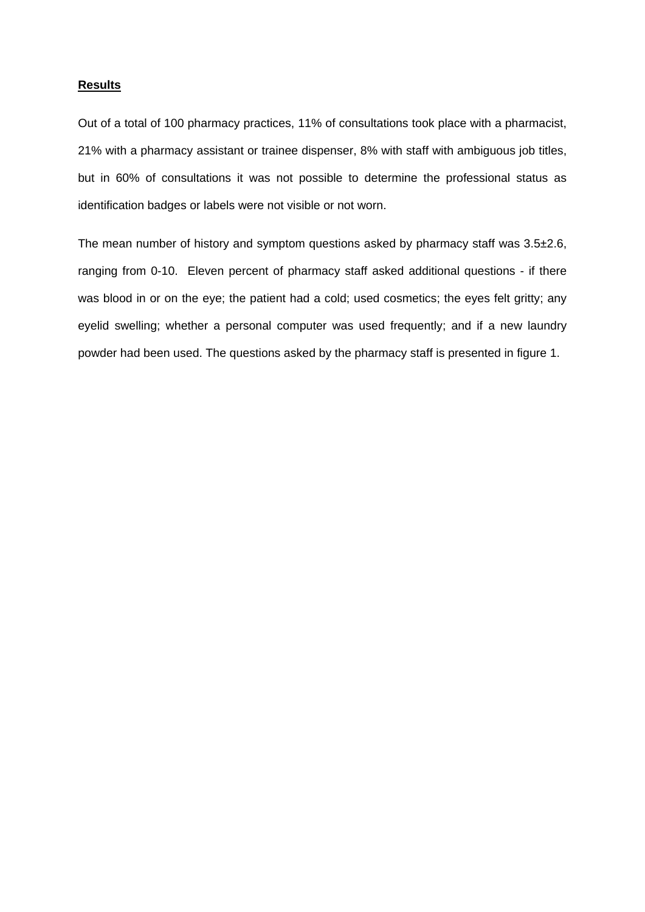## Results

Out of a total of 100 pharmacy practices, 11% of consultations took place with a pharmacist, 21% with a pharmacy assistant or trainee dispenser, 8% with staff with ambiguous job titles, but in 60% of consultations it was not possible to determine the professional status as identification badges or labels were not visible or not worn.

The mean number of history and symptom questions asked by pharmacy staff was 3.5±2.6, ranging from 0-10. Eleven percent of pharmacy staff asked additional questions - if there was blood in or on the eye; the patient had a cold; used cosmetics; the eyes felt gritty; any eyelid swelling; whether a personal computer was used frequently; and if a new laundry powder had been used. The questions asked by the pharmacy staff is presented in figure 1.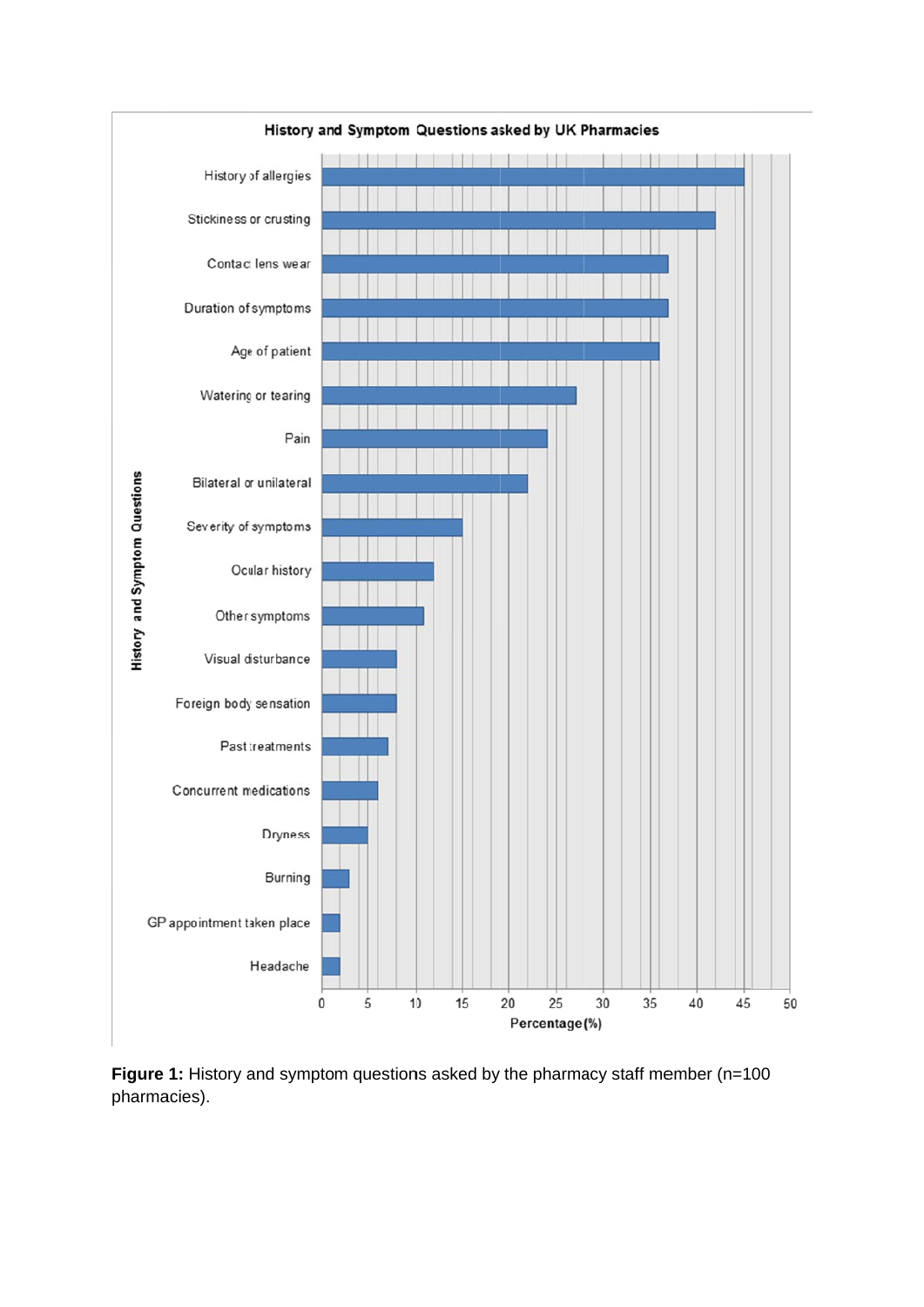**Figure 1:** History and symptom questions asked by the pharmacy staff member (n=100 pharmacies).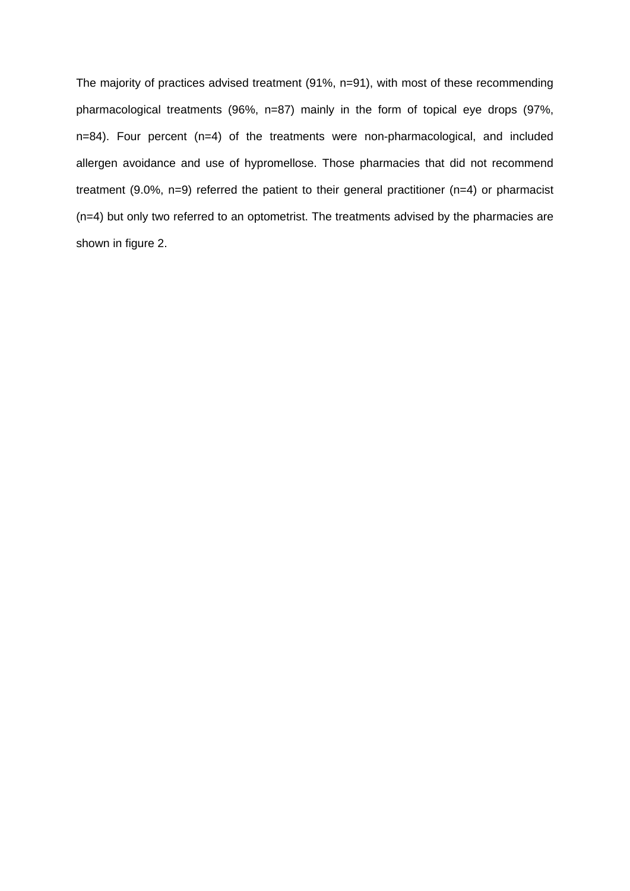The majority of practices advised treatment (91%, n=91), with most of these recommending pharmacological treatments (96%, n=87) mainly in the form of topical eye drops (97%, n=84). Four percent (n=4) of the treatments were non-pharmacological, and included allergen avoidance and use of hypromellose. Those pharmacies that did not recommend treatment (9.0%, n=9) referred the patient to their general practitioner (n=4) or pharmacist (n=4) but only two referred to an optometrist. The treatments advised by the pharmacies are shown in figure 2.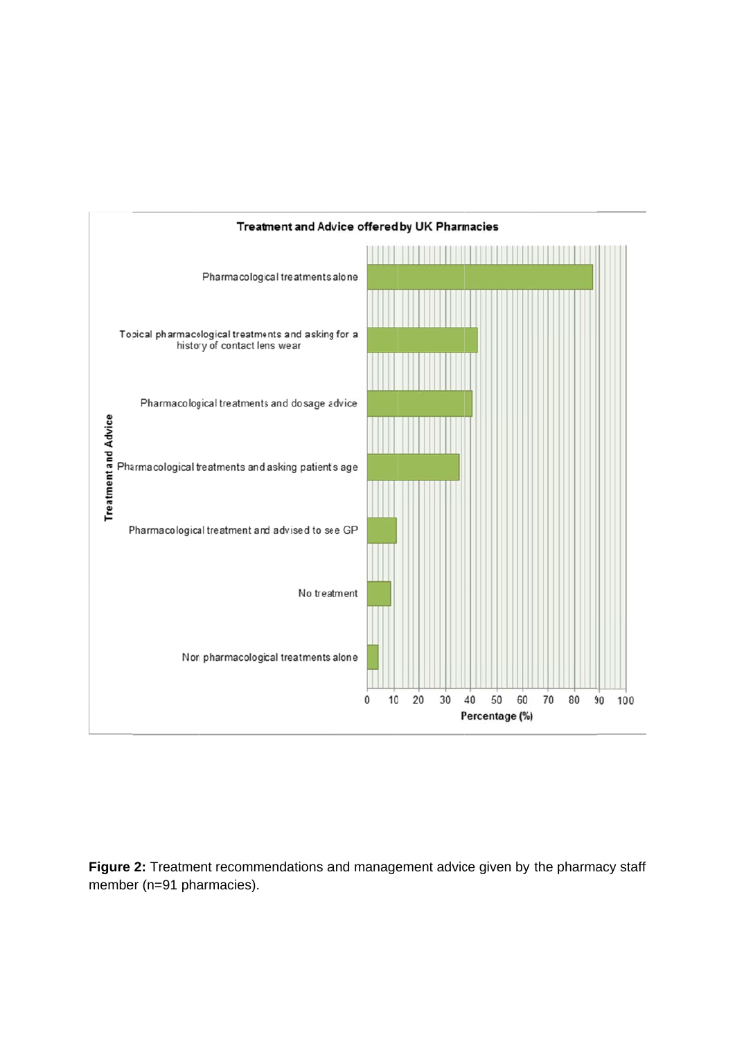**Treatment and Advice offered by UK Pharmacies**

Treatment and Advice

- Pharmacological treatments alone
- Topical pharmacological treatments and asking for a history of contact lens wear
- Pharmacological treatments and dosage advice
- Pharmacological treatments and asking patient's age
- Pharmacological treatment and advised to see GP
- No treatment
- Non pharmacological treatments alone

0 10 20 30 40 50 60 70 80 90 100

Percentage (%)

**Figure 2:** Treatment recommendations and management advice given by the pharmacy staff member (n=91 pharmacies).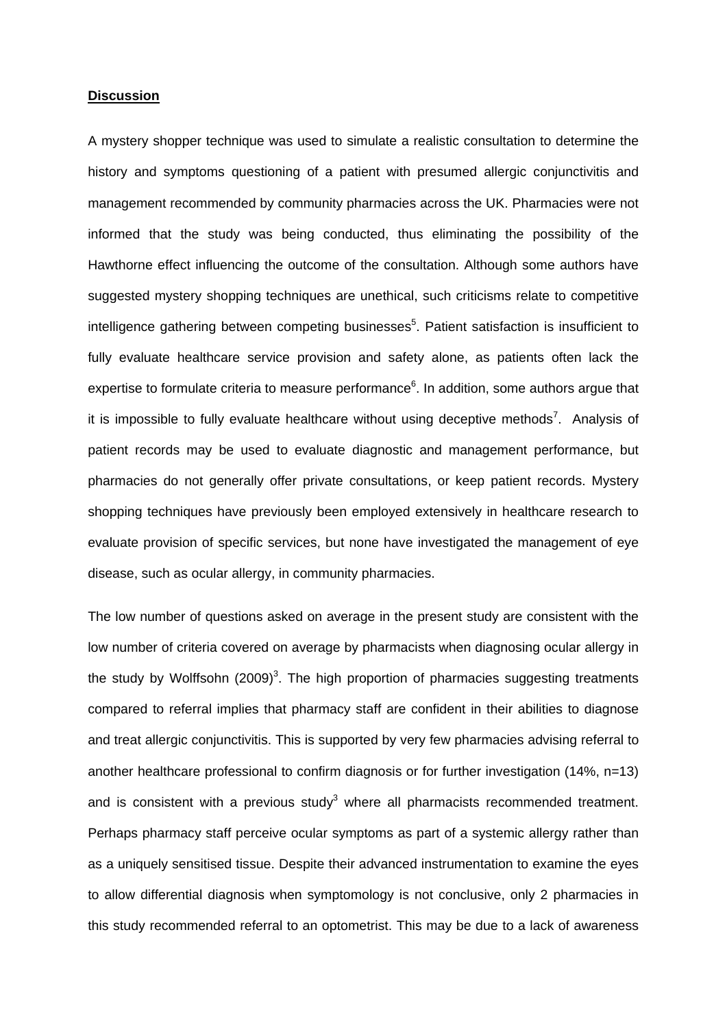## Discussion

A mystery shopper technique was used to simulate a realistic consultation to determine the history and symptoms questioning of a patient with presumed allergic conjunctivitis and management recommended by community pharmacies across the UK. Pharmacies were not informed that the study was being conducted, thus eliminating the possibility of the Hawthorne effect influencing the outcome of the consultation. Although some authors have suggested mystery shopping techniques are unethical, such criticisms relate to competitive intelligence gathering between competing businesses[5]. Patient satisfaction is insufficient to fully evaluate healthcare service provision and safety alone, as patients often lack the expertise to formulate criteria to measure performance[6]. In addition, some authors argue that it is impossible to fully evaluate healthcare without using deceptive methods[7]. Analysis of patient records may be used to evaluate diagnostic and management performance, but pharmacies do not generally offer private consultations, or keep patient records. Mystery shopping techniques have previously been employed extensively in healthcare research to evaluate provision of specific services, but none have investigated the management of eye disease, such as ocular allergy, in community pharmacies.

The low number of questions asked on average in the present study are consistent with the low number of criteria covered on average by pharmacists when diagnosing ocular allergy in the study by Wolffsohn (2009)[3]. The high proportion of pharmacies suggesting treatments compared to referral implies that pharmacy staff are confident in their abilities to diagnose and treat allergic conjunctivitis. This is supported by very few pharmacies advising referral to another healthcare professional to confirm diagnosis or for further investigation (14%, n=13) and is consistent with a previous study[3] where all pharmacists recommended treatment. Perhaps pharmacy staff perceive ocular symptoms as part of a systemic allergy rather than as a uniquely sensitised tissue. Despite their advanced instrumentation to examine the eyes to allow differential diagnosis when symptomology is not conclusive, only 2 pharmacies in this study recommended referral to an optometrist. This may be due to a lack of awareness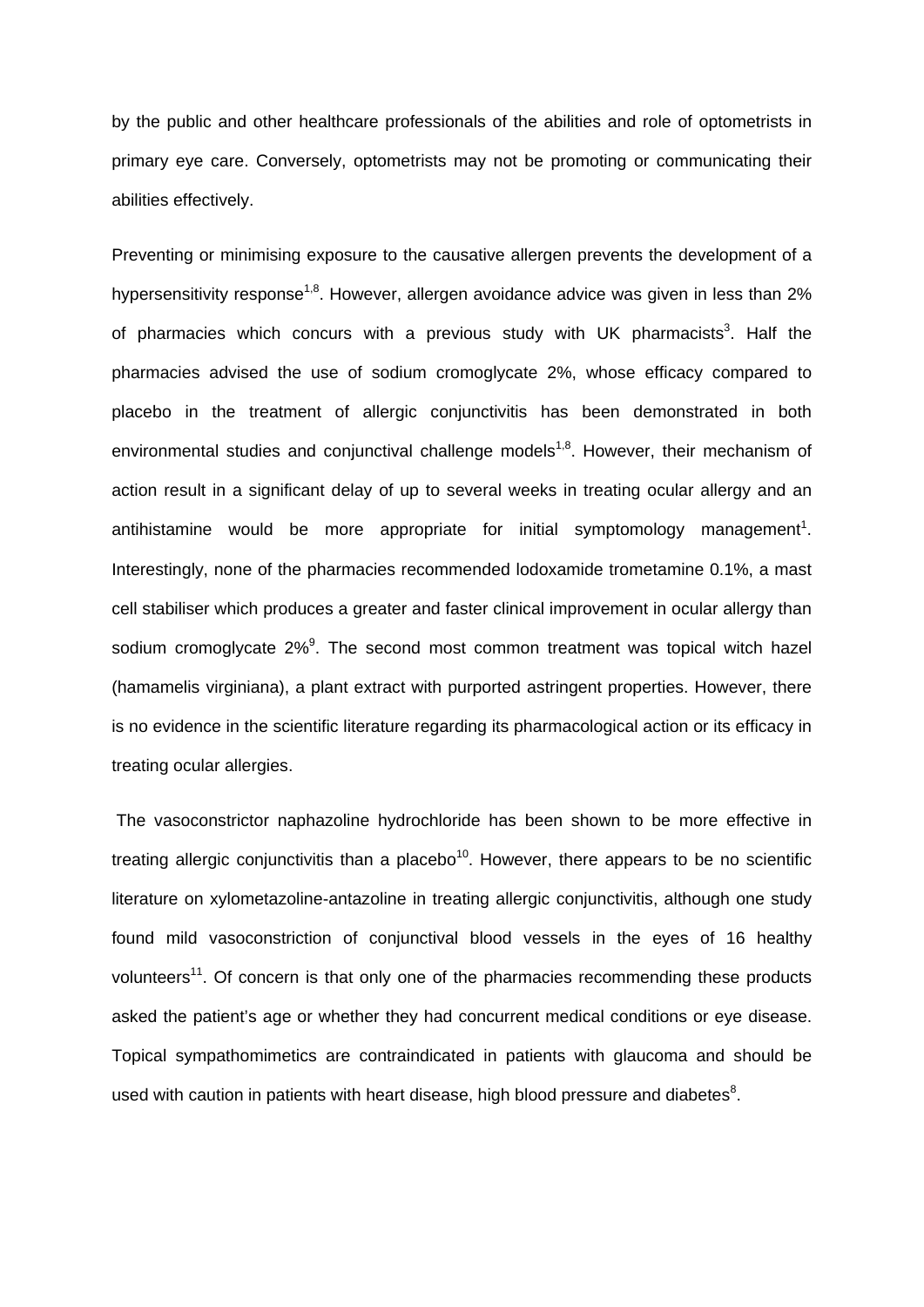by the public and other healthcare professionals of the abilities and role of optometrists in primary eye care. Conversely, optometrists may not be promoting or communicating their abilities effectively.

Preventing or minimising exposure to the causative allergen prevents the development of a hypersensitivity response[1,8]. However, allergen avoidance advice was given in less than 2% of pharmacies which concurs with a previous study with UK pharmacists[3]. Half the pharmacies advised the use of sodium cromoglycate 2%, whose efficacy compared to placebo in the treatment of allergic conjunctivitis has been demonstrated in both environmental studies and conjunctival challenge models[1,8]. However, their mechanism of action result in a significant delay of up to several weeks in treating ocular allergy and an antihistamine would be more appropriate for initial symptomology management[1]. Interestingly, none of the pharmacies recommended lodoxamide trometamine 0.1%, a mast cell stabiliser which produces a greater and faster clinical improvement in ocular allergy than sodium cromoglycate 2%[9]. The second most common treatment was topical witch hazel (hamamelis virginiana), a plant extract with purported astringent properties. However, there is no evidence in the scientific literature regarding its pharmacological action or its efficacy in treating ocular allergies.

The vasoconstrictor naphazoline hydrochloride has been shown to be more effective in treating allergic conjunctivitis than a placebo[10]. However, there appears to be no scientific literature on xylometazoline-antazoline in treating allergic conjunctivitis, although one study found mild vasoconstriction of conjunctival blood vessels in the eyes of 16 healthy volunteers[11]. Of concern is that only one of the pharmacies recommending these products asked the patient's age or whether they had concurrent medical conditions or eye disease. Topical sympathomimetics are contraindicated in patients with glaucoma and should be used with caution in patients with heart disease, high blood pressure and diabetes[8].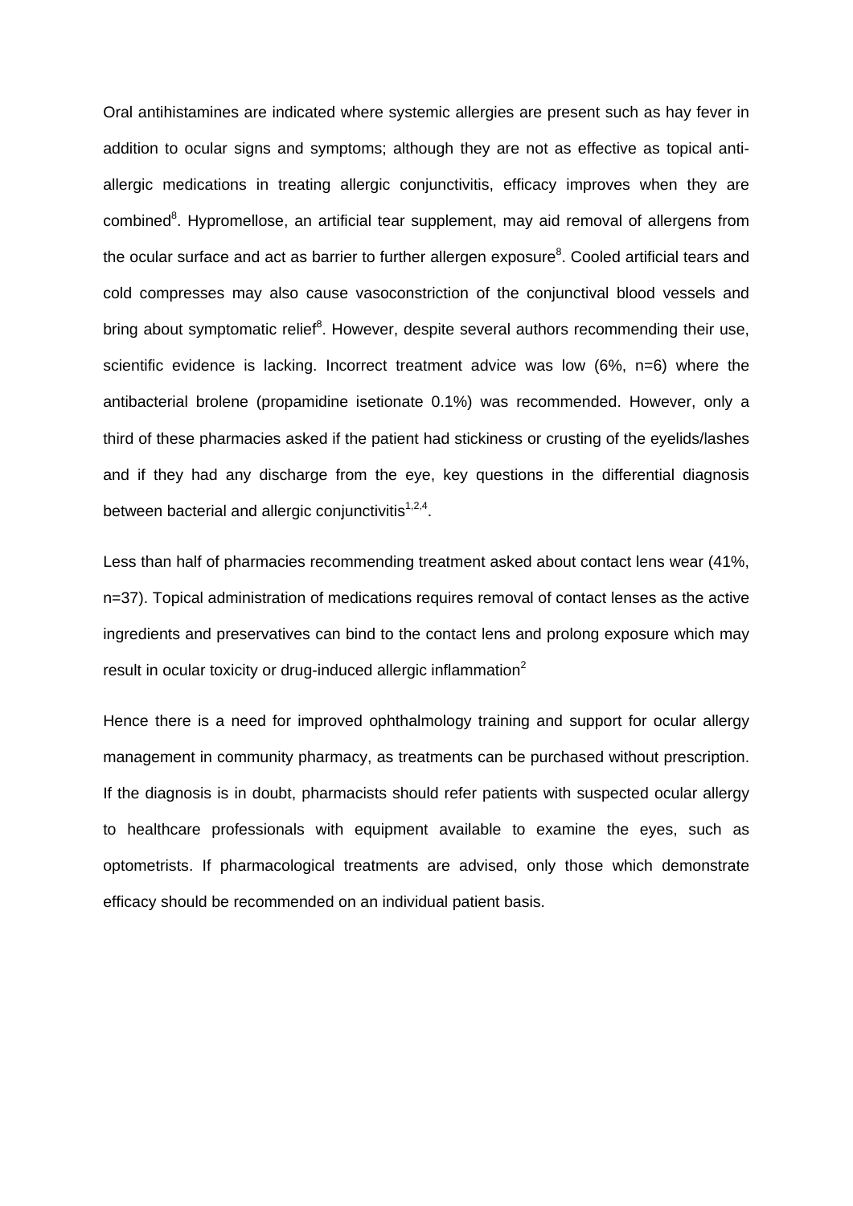Oral antihistamines are indicated where systemic allergies are present such as hay fever in addition to ocular signs and symptoms; although they are not as effective as topical anti-allergic medications in treating allergic conjunctivitis, efficacy improves when they are combined[8]. Hypromellose, an artificial tear supplement, may aid removal of allergens from the ocular surface and act as barrier to further allergen exposure[8]. Cooled artificial tears and cold compresses may also cause vasoconstriction of the conjunctival blood vessels and bring about symptomatic relief[8]. However, despite several authors recommending their use, scientific evidence is lacking. Incorrect treatment advice was low (6%, n=6) where the antibacterial brolene (propamidine isetionate 0.1%) was recommended. However, only a third of these pharmacies asked if the patient had stickiness or crusting of the eyelids/lashes and if they had any discharge from the eye, key questions in the differential diagnosis between bacterial and allergic conjunctivitis[1,2,4].

Less than half of pharmacies recommending treatment asked about contact lens wear (41%, n=37). Topical administration of medications requires removal of contact lenses as the active ingredients and preservatives can bind to the contact lens and prolong exposure which may result in ocular toxicity or drug-induced allergic inflammation[2]

Hence there is a need for improved ophthalmology training and support for ocular allergy management in community pharmacy, as treatments can be purchased without prescription. If the diagnosis is in doubt, pharmacists should refer patients with suspected ocular allergy to healthcare professionals with equipment available to examine the eyes, such as optometrists. If pharmacological treatments are advised, only those which demonstrate efficacy should be recommended on an individual patient basis.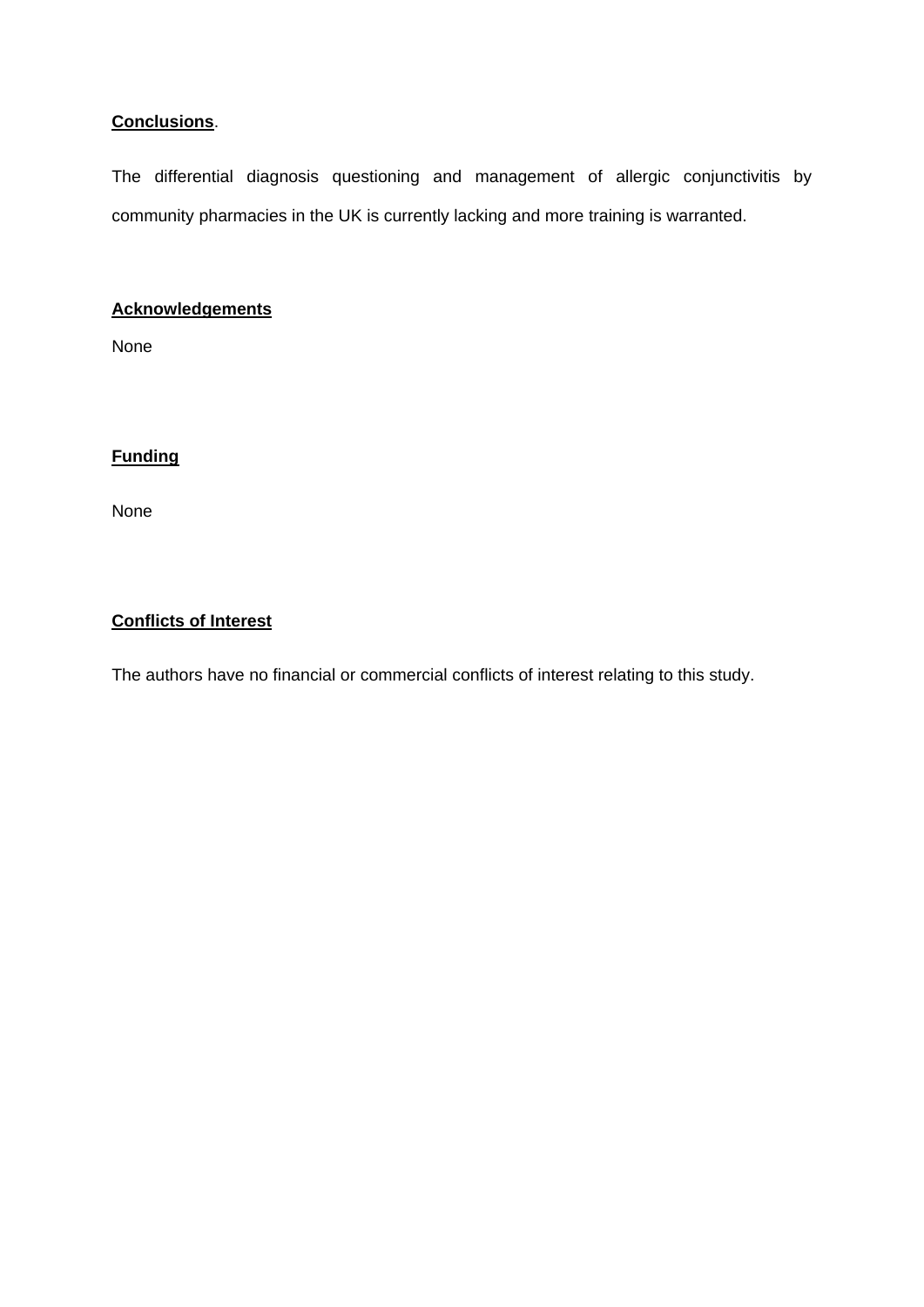## Conclusions.

The differential diagnosis questioning and management of allergic conjunctivitis by community pharmacies in the UK is currently lacking and more training is warranted.

## Acknowledgements

None

## Funding

None

## Conflicts of Interest

The authors have no financial or commercial conflicts of interest relating to this study.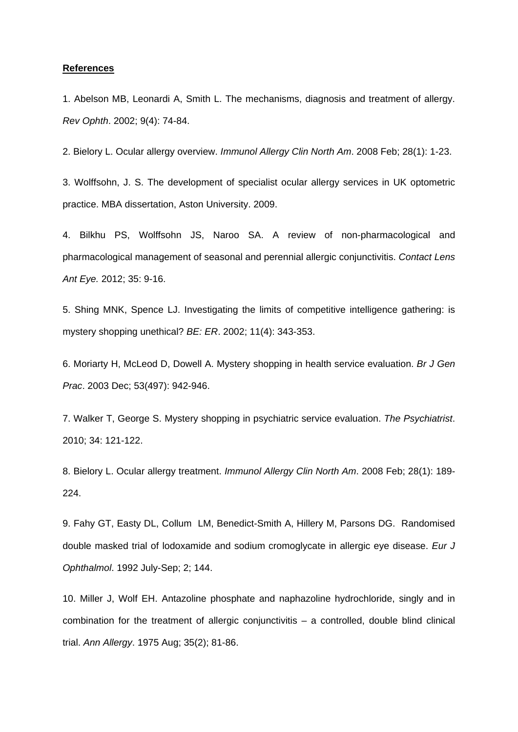**References**

1. Abelson MB, Leonardi A, Smith L. The mechanisms, diagnosis and treatment of allergy. *Rev Ophth*. 2002; 9(4): 74-84.

2. Bielory L. Ocular allergy overview. *Immunol Allergy Clin North Am*. 2008 Feb; 28(1): 1-23.

3. Wolffsohn, J. S. The development of specialist ocular allergy services in UK optometric practice. MBA dissertation, Aston University. 2009.

4. Bilkhu PS, Wolffsohn JS, Naroo SA. A review of non-pharmacological and pharmacological management of seasonal and perennial allergic conjunctivitis. *Contact Lens Ant Eye.* 2012; 35: 9-16.

5. Shing MNK, Spence LJ. Investigating the limits of competitive intelligence gathering: is mystery shopping unethical? *BE: ER*. 2002; 11(4): 343-353.

6. Moriarty H, McLeod D, Dowell A. Mystery shopping in health service evaluation. *Br J Gen Prac*. 2003 Dec; 53(497): 942-946.

7. Walker T, George S. Mystery shopping in psychiatric service evaluation. *The Psychiatrist*. 2010; 34: 121-122.

8. Bielory L. Ocular allergy treatment. *Immunol Allergy Clin North Am*. 2008 Feb; 28(1): 189-224.

9. Fahy GT, Easty DL, Collum LM, Benedict-Smith A, Hillery M, Parsons DG. Randomised double masked trial of lodoxamide and sodium cromoglycate in allergic eye disease. *Eur J Ophthalmol*. 1992 July-Sep; 2; 144.

10. Miller J, Wolf EH. Antazoline phosphate and naphazoline hydrochloride, singly and in combination for the treatment of allergic conjunctivitis – a controlled, double blind clinical trial. *Ann Allergy*. 1975 Aug; 35(2); 81-86.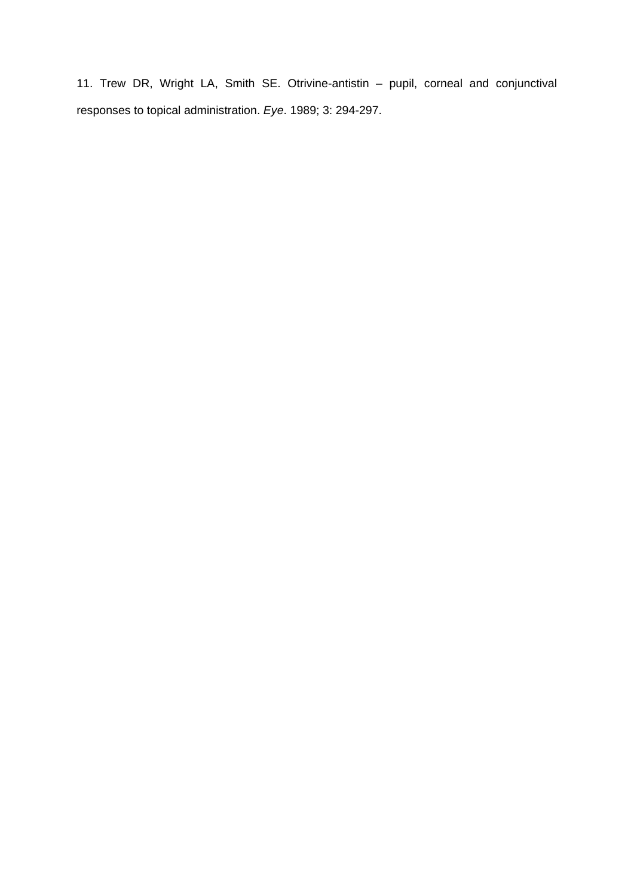11. Trew DR, Wright LA, Smith SE. Otrivine-antistin – pupil, corneal and conjunctival responses to topical administration. *Eye*. 1989; 3: 294-297.